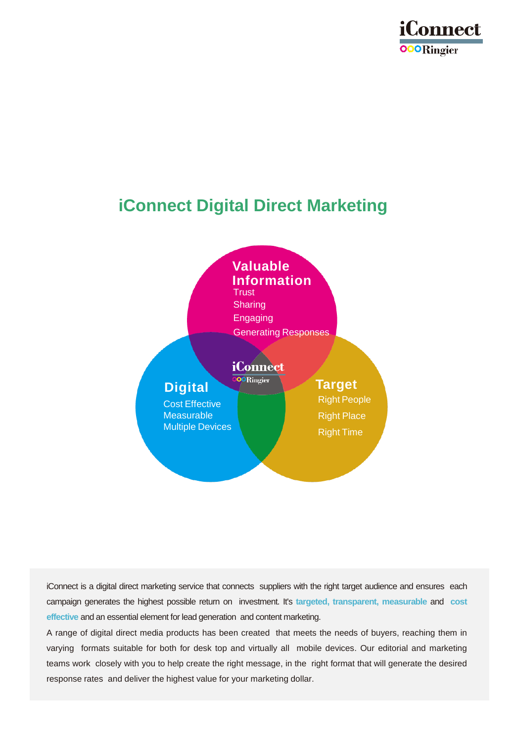# iConnect Digital Direct Marketing

**Valuable Information**
- Trust
- Sharing
- Engaging
- Generating Responses

**Digital**
- Cost Effective
- Measurable
- Multiple Devices

**Target**
- Right People
- Right Place
- Right Time

iConnect Ringier

iConnect is a digital direct marketing service that connects suppliers with the right target audience and ensures each campaign generates the highest possible return on investment. It's **targeted, transparent, measurable** and **cost effective** and an essential element for lead generation and content marketing.

A range of digital direct media products has been created that meets the needs of buyers, reaching them in varying formats suitable for both for desk top and virtually all mobile devices. Our editorial and marketing teams work closely with you to help create the right message, in the right format that will generate the desired response rates and deliver the highest value for your marketing dollar.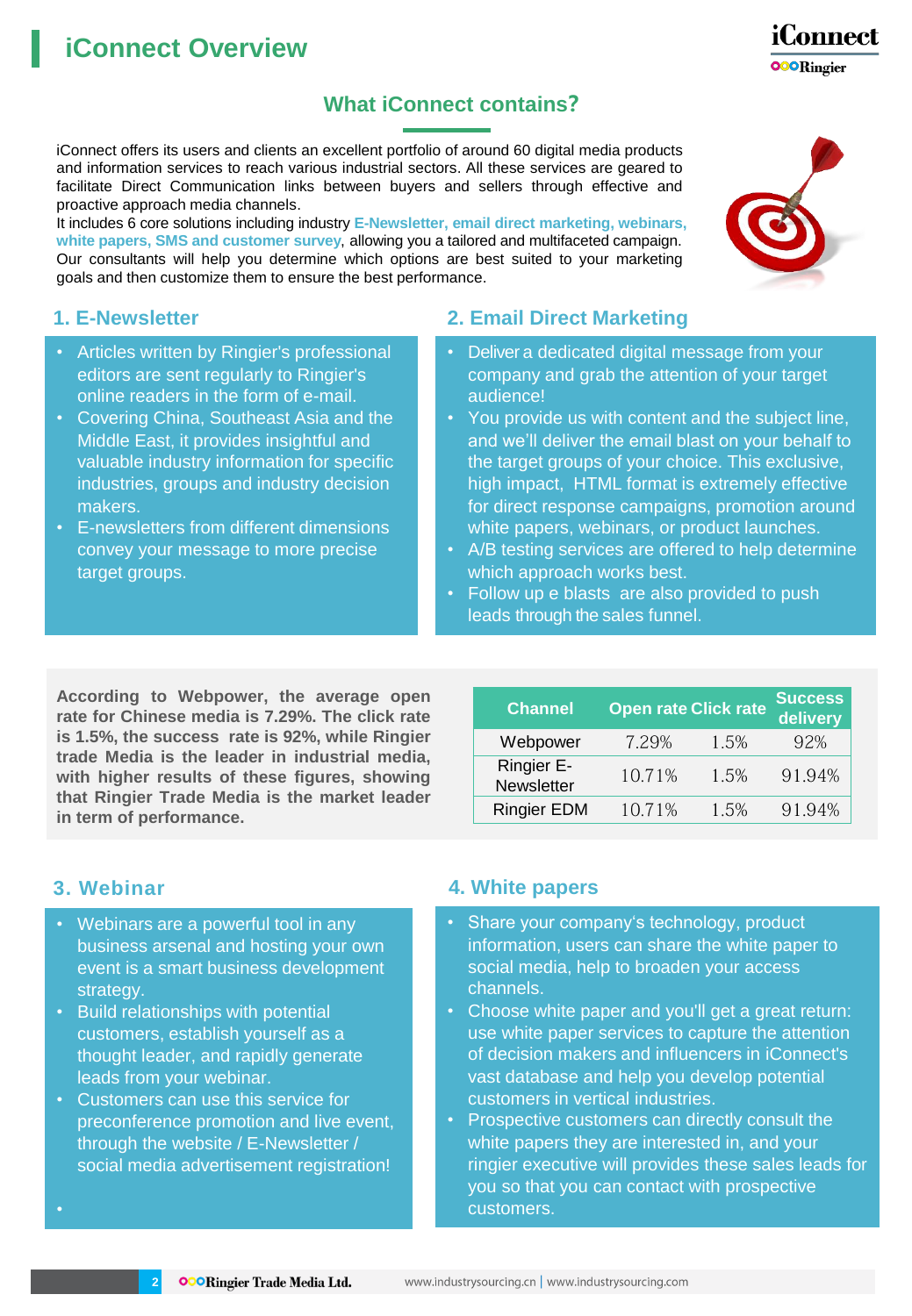# iConnect Overview

## What iConnect contains?

iConnect offers its users and clients an excellent portfolio of around 60 digital media products and information services to reach various industrial sectors. All these services are geared to facilitate Direct Communication links between buyers and sellers through effective and proactive approach media channels.

It includes 6 core solutions including industry **E-Newsletter, email direct marketing, webinars, white papers, SMS and customer survey**, allowing you a tailored and multifaceted campaign. Our consultants will help you determine which options are best suited to your marketing goals and then customize them to ensure the best performance.

### 1. E-Newsletter

- Articles written by Ringier's professional editors are sent regularly to Ringier's online readers in the form of e-mail.
- Covering China, Southeast Asia and the Middle East, it provides insightful and valuable industry information for specific industries, groups and industry decision makers.
- E-newsletters from different dimensions convey your message to more precise target groups.

### 2. Email Direct Marketing

- Deliver a dedicated digital message from your company and grab the attention of your target audience!
- You provide us with content and the subject line, and we'll deliver the email blast on your behalf to the target groups of your choice. This exclusive, high impact, HTML format is extremely effective for direct response campaigns, promotion around white papers, webinars, or product launches.
- A/B testing services are offered to help determine which approach works best.
- Follow up e blasts are also provided to push leads through the sales funnel.

**According to Webpower, the average open rate for Chinese media is 7.29%. The click rate is 1.5%, the success rate is 92%, while Ringier trade Media is the leader in industrial media, with higher results of these figures, showing that Ringier Trade Media is the market leader in term of performance.**

| Channel | Open rate | Click rate | Success delivery |
|---|---|---|---|
| Webpower | 7.29% | 1.5% | 92% |
| Ringier E-Newsletter | 10.71% | 1.5% | 91.94% |
| Ringier EDM | 10.71% | 1.5% | 91.94% |

### 3. Webinar

- Webinars are a powerful tool in any business arsenal and hosting your own event is a smart business development strategy.
- Build relationships with potential customers, establish yourself as a thought leader, and rapidly generate leads from your webinar.
- Customers can use this service for preconference promotion and live event, through the website / E-Newsletter / social media advertisement registration!

### 4. White papers

- Share your company's technology, product information, users can share the white paper to social media, help to broaden your access channels.
- Choose white paper and you'll get a great return: use white paper services to capture the attention of decision makers and influencers in iConnect's vast database and help you develop potential customers in vertical industries.
- Prospective customers can directly consult the white papers they are interested in, and your ringier executive will provides these sales leads for you so that you can contact with prospective customers.